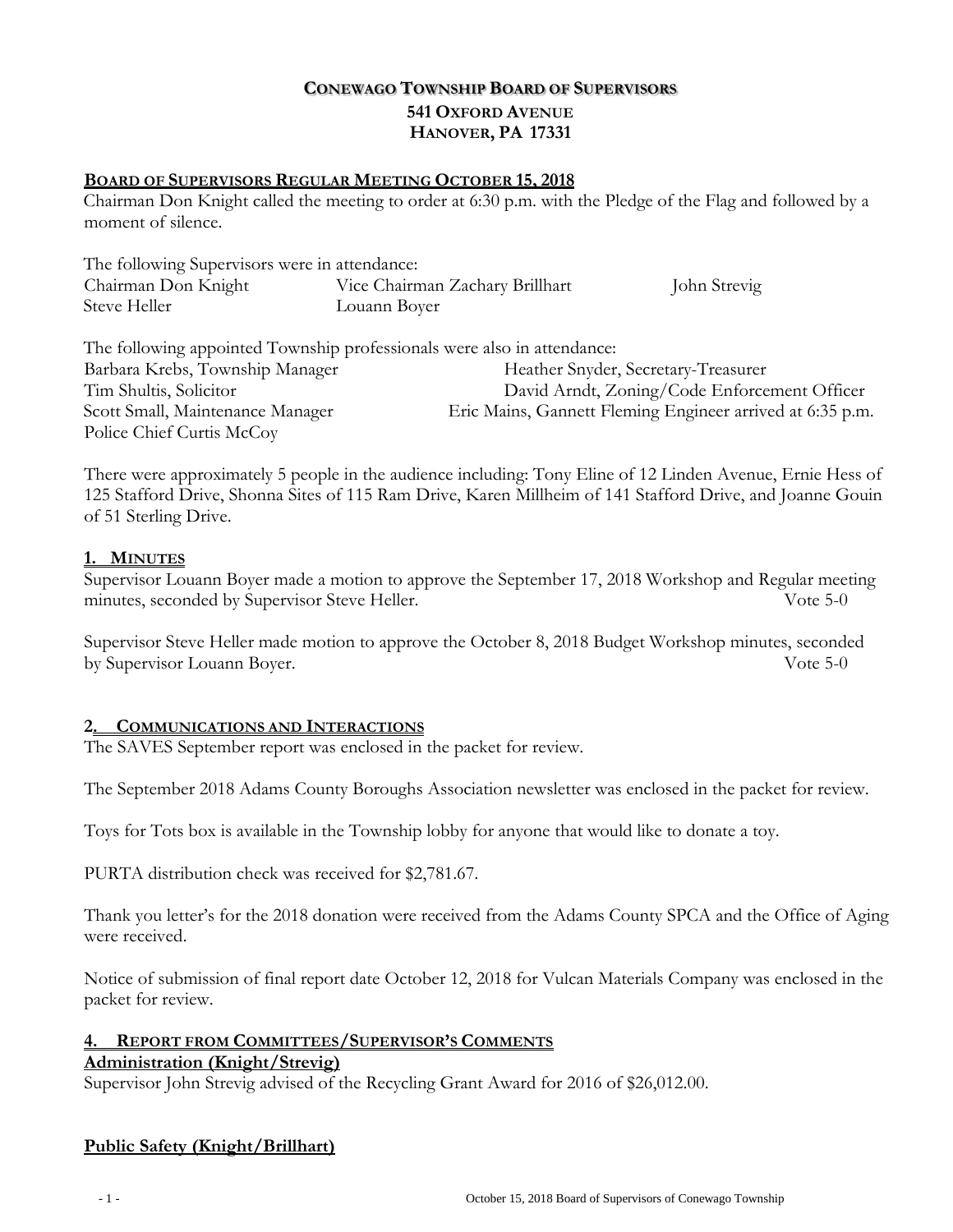# CONEWAGO TOWNSHIP BOARD OF SUPERVISORS
## 541 OXFORD AVENUE
## HANOVER, PA 17331

**BOARD OF SUPERVISORS REGULAR MEETING OCTOBER 15, 2018**

Chairman Don Knight called the meeting to order at 6:30 p.m. with the Pledge of the Flag and followed by a moment of silence.

The following Supervisors were in attendance:

Chairman Don Knight
Vice Chairman Zachary Brillhart
John Strevig
Steve Heller
Louann Boyer

The following appointed Township professionals were also in attendance:

Barbara Krebs, Township Manager
Heather Snyder, Secretary-Treasurer
Tim Shultis, Solicitor
David Arndt, Zoning/Code Enforcement Officer
Scott Small, Maintenance Manager
Eric Mains, Gannett Fleming Engineer arrived at 6:35 p.m.
Police Chief Curtis McCoy

There were approximately 5 people in the audience including: Tony Eline of 12 Linden Avenue, Ernie Hess of 125 Stafford Drive, Shonna Sites of 115 Ram Drive, Karen Millheim of 141 Stafford Drive, and Joanne Gouin of 51 Sterling Drive.

**1. MINUTES**

Supervisor Louann Boyer made a motion to approve the September 17, 2018 Workshop and Regular meeting minutes, seconded by Supervisor Steve Heller. Vote 5-0

Supervisor Steve Heller made motion to approve the October 8, 2018 Budget Workshop minutes, seconded by Supervisor Louann Boyer. Vote 5-0

**2. COMMUNICATIONS AND INTERACTIONS**

The SAVES September report was enclosed in the packet for review.

The September 2018 Adams County Boroughs Association newsletter was enclosed in the packet for review.

Toys for Tots box is available in the Township lobby for anyone that would like to donate a toy.

PURTA distribution check was received for $2,781.67.

Thank you letter's for the 2018 donation were received from the Adams County SPCA and the Office of Aging were received.

Notice of submission of final report date October 12, 2018 for Vulcan Materials Company was enclosed in the packet for review.

**4. REPORT FROM COMMITTEES/SUPERVISOR'S COMMENTS**

**Administration (Knight/Strevig)**

Supervisor John Strevig advised of the Recycling Grant Award for 2016 of $26,012.00.

**Public Safety (Knight/Brillhart)**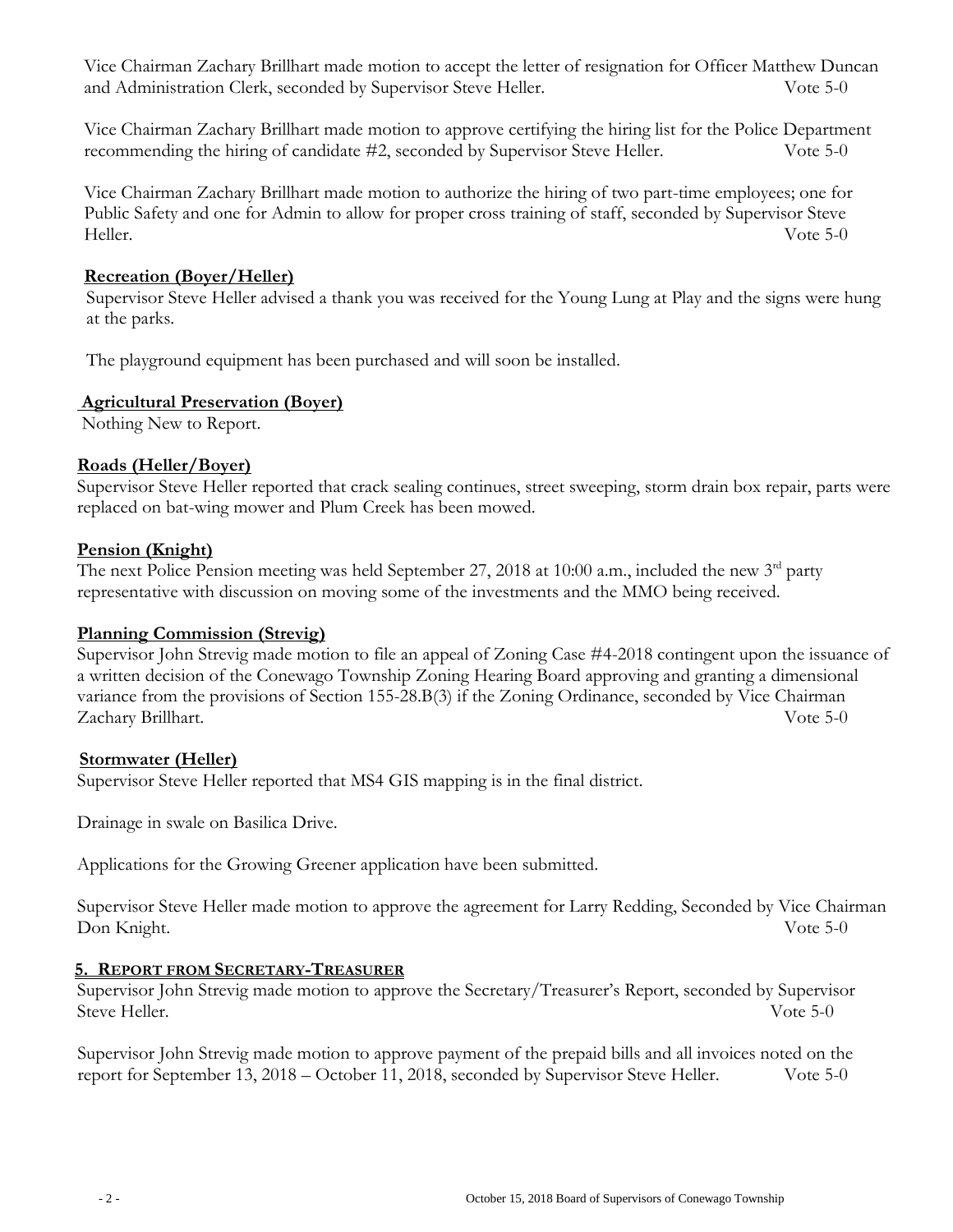Vice Chairman Zachary Brillhart made motion to accept the letter of resignation for Officer Matthew Duncan and Administration Clerk, seconded by Supervisor Steve Heller. Vote 5-0

Vice Chairman Zachary Brillhart made motion to approve certifying the hiring list for the Police Department recommending the hiring of candidate #2, seconded by Supervisor Steve Heller. Vote 5-0

Vice Chairman Zachary Brillhart made motion to authorize the hiring of two part-time employees; one for Public Safety and one for Admin to allow for proper cross training of staff, seconded by Supervisor Steve Heller. Vote 5-0

**Recreation (Boyer/Heller)**

Supervisor Steve Heller advised a thank you was received for the Young Lung at Play and the signs were hung at the parks.

The playground equipment has been purchased and will soon be installed.

**Agricultural Preservation (Boyer)**

Nothing New to Report.

**Roads (Heller/Boyer)**

Supervisor Steve Heller reported that crack sealing continues, street sweeping, storm drain box repair, parts were replaced on bat-wing mower and Plum Creek has been mowed.

**Pension (Knight)**

The next Police Pension meeting was held September 27, 2018 at 10:00 a.m., included the new 3rd party representative with discussion on moving some of the investments and the MMO being received.

**Planning Commission (Strevig)**

Supervisor John Strevig made motion to file an appeal of Zoning Case #4-2018 contingent upon the issuance of a written decision of the Conewago Township Zoning Hearing Board approving and granting a dimensional variance from the provisions of Section 155-28.B(3) if the Zoning Ordinance, seconded by Vice Chairman Zachary Brillhart. Vote 5-0

**Stormwater (Heller)**

Supervisor Steve Heller reported that MS4 GIS mapping is in the final district.

Drainage in swale on Basilica Drive.

Applications for the Growing Greener application have been submitted.

Supervisor Steve Heller made motion to approve the agreement for Larry Redding, Seconded by Vice Chairman Don Knight. Vote 5-0

## 5. REPORT FROM SECRETARY-TREASURER

Supervisor John Strevig made motion to approve the Secretary/Treasurer's Report, seconded by Supervisor Steve Heller. Vote 5-0

Supervisor John Strevig made motion to approve payment of the prepaid bills and all invoices noted on the report for September 13, 2018 – October 11, 2018, seconded by Supervisor Steve Heller. Vote 5-0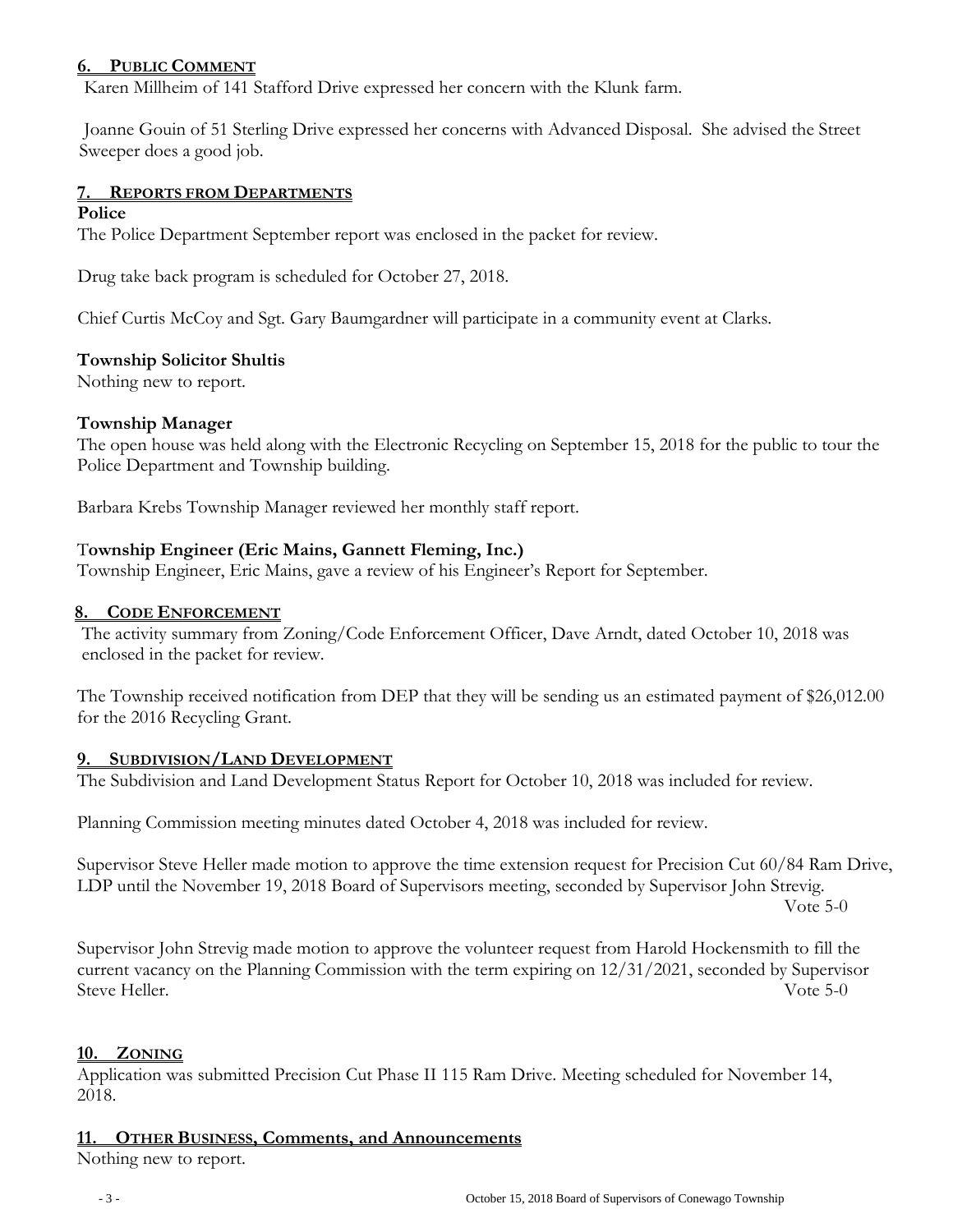## 6. PUBLIC COMMENT

Karen Millheim of 141 Stafford Drive expressed her concern with the Klunk farm.

Joanne Gouin of 51 Sterling Drive expressed her concerns with Advanced Disposal. She advised the Street Sweeper does a good job.

## 7. REPORTS FROM DEPARTMENTS

**Police**

The Police Department September report was enclosed in the packet for review.

Drug take back program is scheduled for October 27, 2018.

Chief Curtis McCoy and Sgt. Gary Baumgardner will participate in a community event at Clarks.

**Township Solicitor Shultis**

Nothing new to report.

**Township Manager**

The open house was held along with the Electronic Recycling on September 15, 2018 for the public to tour the Police Department and Township building.

Barbara Krebs Township Manager reviewed her monthly staff report.

**Township Engineer (Eric Mains, Gannett Fleming, Inc.)**

Township Engineer, Eric Mains, gave a review of his Engineer's Report for September.

## 8. CODE ENFORCEMENT

The activity summary from Zoning/Code Enforcement Officer, Dave Arndt, dated October 10, 2018 was enclosed in the packet for review.

The Township received notification from DEP that they will be sending us an estimated payment of $26,012.00 for the 2016 Recycling Grant.

## 9. SUBDIVISION/LAND DEVELOPMENT

The Subdivision and Land Development Status Report for October 10, 2018 was included for review.

Planning Commission meeting minutes dated October 4, 2018 was included for review.

Supervisor Steve Heller made motion to approve the time extension request for Precision Cut 60/84 Ram Drive, LDP until the November 19, 2018 Board of Supervisors meeting, seconded by Supervisor John Strevig.
Vote 5-0

Supervisor John Strevig made motion to approve the volunteer request from Harold Hockensmith to fill the current vacancy on the Planning Commission with the term expiring on 12/31/2021, seconded by Supervisor Steve Heller. Vote 5-0

## 10. ZONING

Application was submitted Precision Cut Phase II 115 Ram Drive. Meeting scheduled for November 14, 2018.

## 11. OTHER BUSINESS, Comments, and Announcements

Nothing new to report.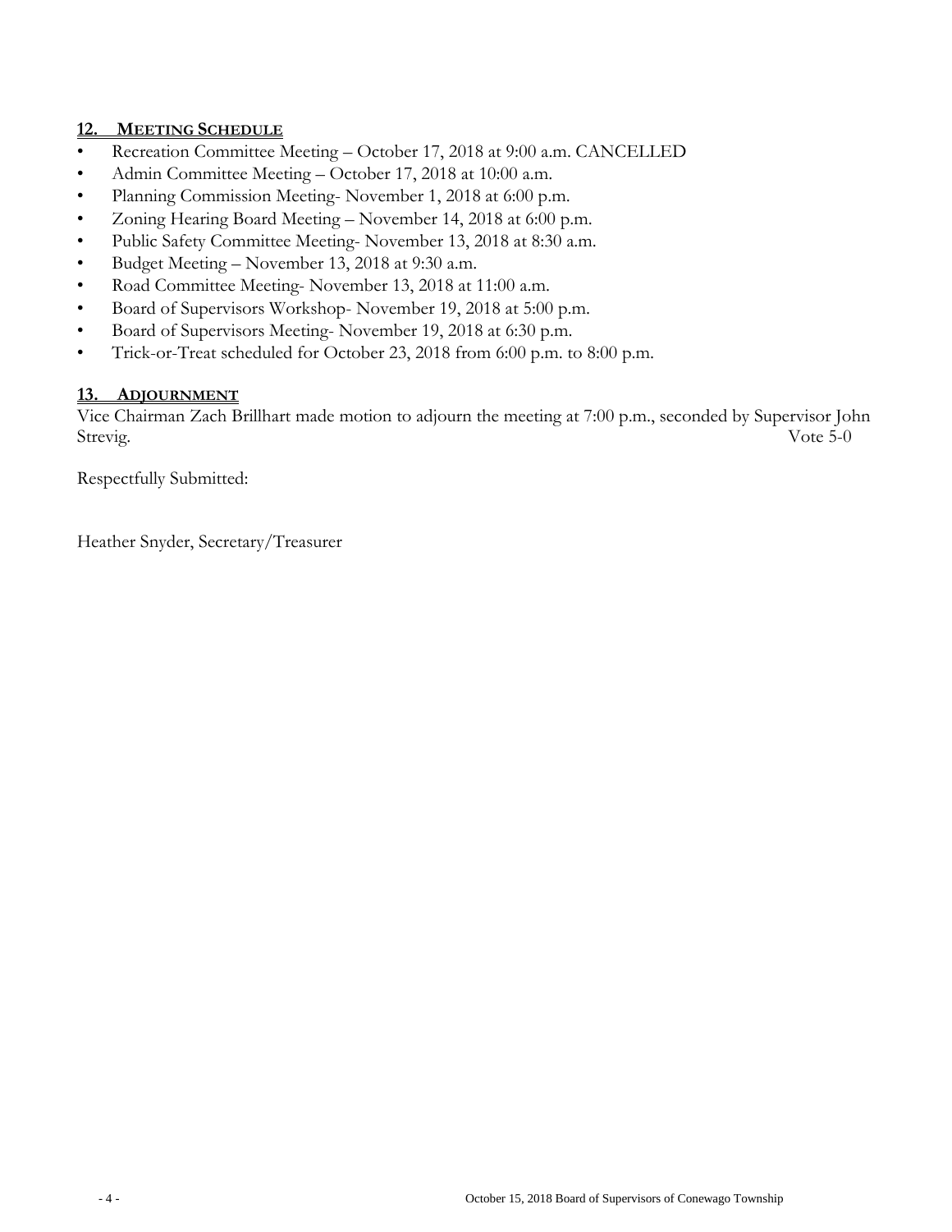## 12. MEETING SCHEDULE

- Recreation Committee Meeting – October 17, 2018 at 9:00 a.m. CANCELLED
- Admin Committee Meeting – October 17, 2018 at 10:00 a.m.
- Planning Commission Meeting- November 1, 2018 at 6:00 p.m.
- Zoning Hearing Board Meeting – November 14, 2018 at 6:00 p.m.
- Public Safety Committee Meeting- November 13, 2018 at 8:30 a.m.
- Budget Meeting – November 13, 2018 at 9:30 a.m.
- Road Committee Meeting- November 13, 2018 at 11:00 a.m.
- Board of Supervisors Workshop- November 19, 2018 at 5:00 p.m.
- Board of Supervisors Meeting- November 19, 2018 at 6:30 p.m.
- Trick-or-Treat scheduled for October 23, 2018 from 6:00 p.m. to 8:00 p.m.

## 13. ADJOURNMENT

Vice Chairman Zach Brillhart made motion to adjourn the meeting at 7:00 p.m., seconded by Supervisor John Strevig. Vote 5-0

Respectfully Submitted:

Heather Snyder, Secretary/Treasurer